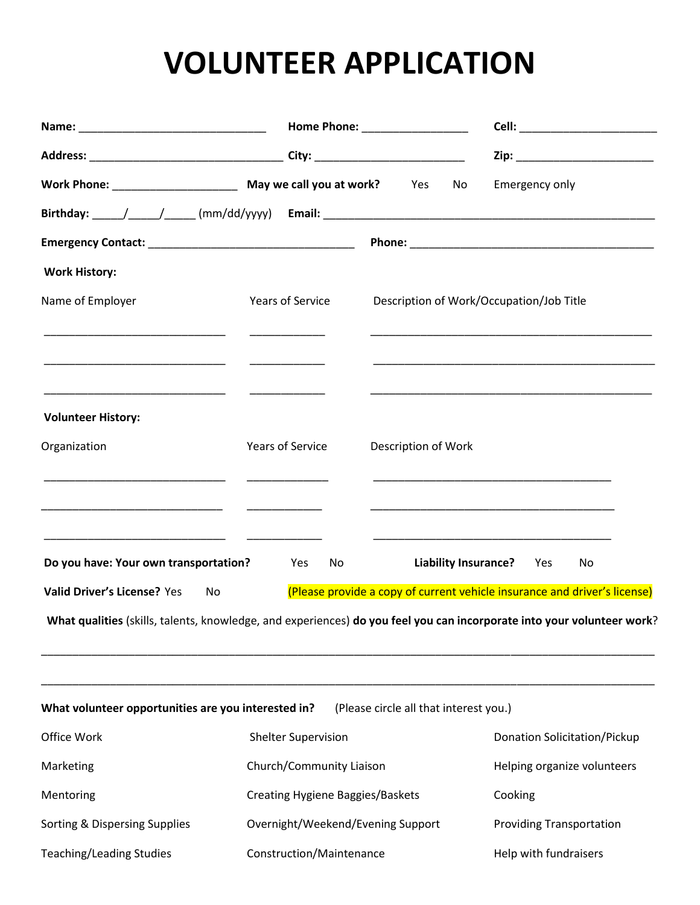# VOLUNTEER APPLICATION

**Name:** ______________________________ **Home Phone:** _________________ **Cell:** ______________________

**Address:** _______________________________ **City:** ________________________ **Zip:** ______________________

**Work Phone:** ____________________ **May we call you at work?** Yes No Emergency only

**Birthday:** _____/_____/_____ (mm/dd/yyyy) **Email:** ______________________________________________________

**Emergency Contact:** _________________________________ **Phone:** ________________________________________

**Work History:**

| Name of Employer | Years of Service | Description of Work/Occupation/Job Title |
|---|---|---|
| ______________________________ | ____________ | ______________________________________________ |
| ______________________________ | ____________ | ______________________________________________ |
| ______________________________ | ____________ | ______________________________________________ |

**Volunteer History:**

| Organization | Years of Service | Description of Work |
|---|---|---|
| ______________________________ | _____________ | _______________________________________ |
| ______________________________ | ____________ | _______________________________________ |
| ______________________________ | ____________ | _______________________________________ |

**Do you have: Your own transportation?** Yes No **Liability Insurance?** Yes No

**Valid Driver's License?** Yes No (Please provide a copy of current vehicle insurance and driver's license)

**What qualities** (skills, talents, knowledge, and experiences) **do you feel you can incorporate into your volunteer work**?

_____________________________________________________________________________________________

_____________________________________________________________________________________________

**What volunteer opportunities are you interested in?** (Please circle all that interest you.)

| | | |
|---|---|---|
| Office Work | Shelter Supervision | Donation Solicitation/Pickup |
| Marketing | Church/Community Liaison | Helping organize volunteers |
| Mentoring | Creating Hygiene Baggies/Baskets | Cooking |
| Sorting & Dispersing Supplies | Overnight/Weekend/Evening Support | Providing Transportation |
| Teaching/Leading Studies | Construction/Maintenance | Help with fundraisers |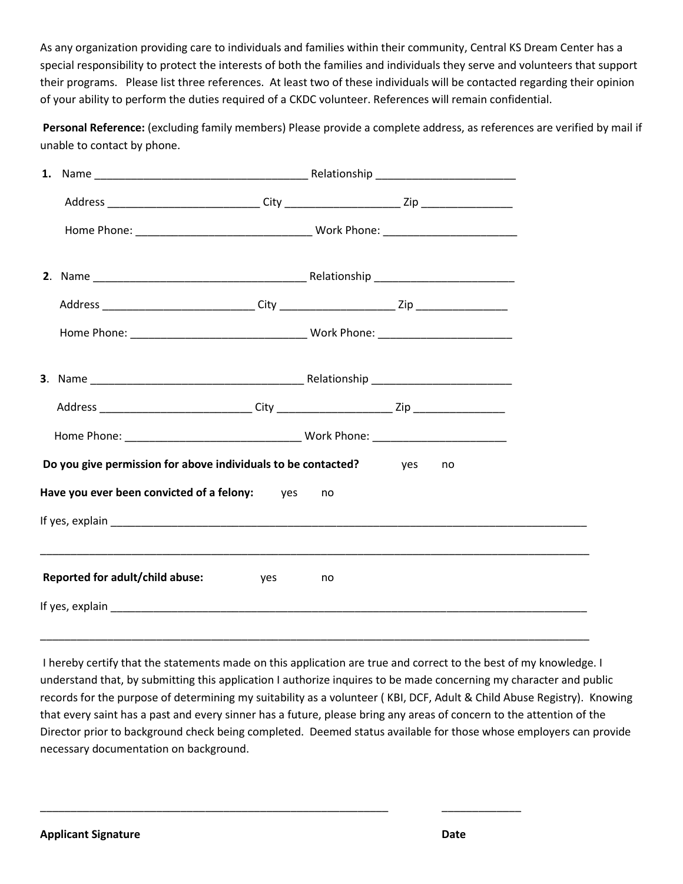As any organization providing care to individuals and families within their community, Central KS Dream Center has a special responsibility to protect the interests of both the families and individuals they serve and volunteers that support their programs. Please list three references. At least two of these individuals will be contacted regarding their opinion of your ability to perform the duties required of a CKDC volunteer. References will remain confidential.

**Personal Reference:** (excluding family members) Please provide a complete address, as references are verified by mail if unable to contact by phone.

**1.** Name ___________________________________ Relationship _______________________

Address _________________________ City __________________ Zip _______________

Home Phone: _____________________________ Work Phone: ______________________

**2.** Name ___________________________________ Relationship _______________________

Address _________________________ City __________________ Zip _______________

Home Phone: _____________________________ Work Phone: ______________________

**3.** Name ___________________________________ Relationship _______________________

Address _________________________ City __________________ Zip _______________

Home Phone: _____________________________ Work Phone: ______________________

**Do you give permission for above individuals to be contacted?** yes no

**Have you ever been convicted of a felony:** yes no

If yes, explain ________________________________________________________________________________

_______________________________________________________________________________________________

**Reported for adult/child abuse:** yes no

If yes, explain ________________________________________________________________________________

_______________________________________________________________________________________________

I hereby certify that the statements made on this application are true and correct to the best of my knowledge. I understand that, by submitting this application I authorize inquires to be made concerning my character and public records for the purpose of determining my suitability as a volunteer ( KBI, DCF, Adult & Child Abuse Registry). Knowing that every saint has a past and every sinner has a future, please bring any areas of concern to the attention of the Director prior to background check being completed. Deemed status available for those whose employers can provide necessary documentation on background.

___________________________________________________________ _____________

**Applicant Signature** **Date**